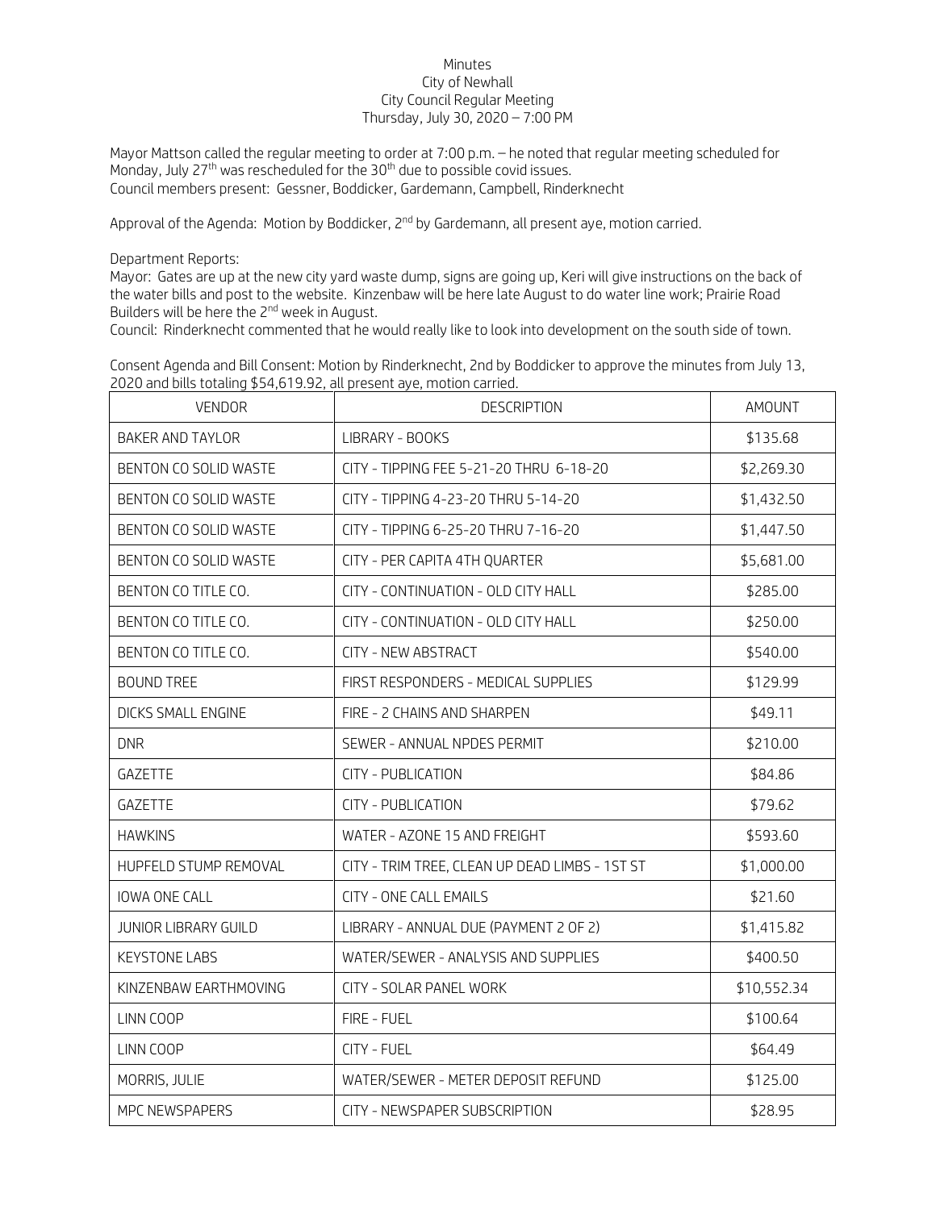Minutes
City of Newhall
City Council Regular Meeting
Thursday, July 30, 2020 – 7:00 PM

Mayor Mattson called the regular meeting to order at 7:00 p.m. – he noted that regular meeting scheduled for Monday, July 27th was rescheduled for the 30th due to possible covid issues.
Council members present: Gessner, Boddicker, Gardemann, Campbell, Rinderknecht

Approval of the Agenda: Motion by Boddicker, 2nd by Gardemann, all present aye, motion carried.

Department Reports:
Mayor: Gates are up at the new city yard waste dump, signs are going up, Keri will give instructions on the back of the water bills and post to the website. Kinzenbaw will be here late August to do water line work; Prairie Road Builders will be here the 2nd week in August.
Council: Rinderknecht commented that he would really like to look into development on the south side of town.

Consent Agenda and Bill Consent: Motion by Rinderknecht, 2nd by Boddicker to approve the minutes from July 13, 2020 and bills totaling $54,619.92, all present aye, motion carried.

| VENDOR | DESCRIPTION | AMOUNT |
|---|---|---|
| BAKER AND TAYLOR | LIBRARY - BOOKS | $135.68 |
| BENTON CO SOLID WASTE | CITY - TIPPING FEE 5-21-20 THRU 6-18-20 | $2,269.30 |
| BENTON CO SOLID WASTE | CITY - TIPPING 4-23-20 THRU 5-14-20 | $1,432.50 |
| BENTON CO SOLID WASTE | CITY - TIPPING 6-25-20 THRU 7-16-20 | $1,447.50 |
| BENTON CO SOLID WASTE | CITY - PER CAPITA 4TH QUARTER | $5,681.00 |
| BENTON CO TITLE CO. | CITY - CONTINUATION - OLD CITY HALL | $285.00 |
| BENTON CO TITLE CO. | CITY - CONTINUATION - OLD CITY HALL | $250.00 |
| BENTON CO TITLE CO. | CITY - NEW ABSTRACT | $540.00 |
| BOUND TREE | FIRST RESPONDERS - MEDICAL SUPPLIES | $129.99 |
| DICKS SMALL ENGINE | FIRE - 2 CHAINS AND SHARPEN | $49.11 |
| DNR | SEWER - ANNUAL NPDES PERMIT | $210.00 |
| GAZETTE | CITY - PUBLICATION | $84.86 |
| GAZETTE | CITY - PUBLICATION | $79.62 |
| HAWKINS | WATER - AZONE 15 AND FREIGHT | $593.60 |
| HUPFELD STUMP REMOVAL | CITY - TRIM TREE, CLEAN UP DEAD LIMBS - 1ST ST | $1,000.00 |
| IOWA ONE CALL | CITY - ONE CALL EMAILS | $21.60 |
| JUNIOR LIBRARY GUILD | LIBRARY - ANNUAL DUE (PAYMENT 2 OF 2) | $1,415.82 |
| KEYSTONE LABS | WATER/SEWER - ANALYSIS AND SUPPLIES | $400.50 |
| KINZENBAW EARTHMOVING | CITY - SOLAR PANEL WORK | $10,552.34 |
| LINN COOP | FIRE - FUEL | $100.64 |
| LINN COOP | CITY - FUEL | $64.49 |
| MORRIS, JULIE | WATER/SEWER - METER DEPOSIT REFUND | $125.00 |
| MPC NEWSPAPERS | CITY - NEWSPAPER SUBSCRIPTION | $28.95 |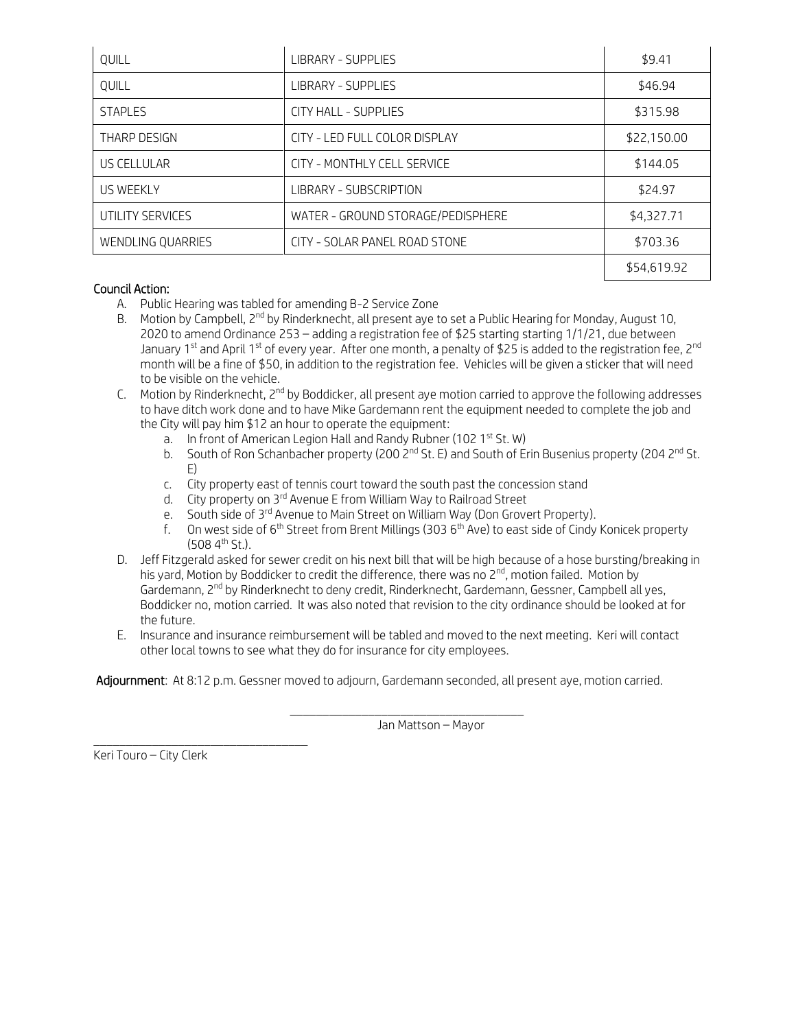| | | |
|---|---|---|
| QUILL | LIBRARY - SUPPLIES | \$9.41 |
| QUILL | LIBRARY - SUPPLIES | \$46.94 |
| STAPLES | CITY HALL - SUPPLIES | \$315.98 |
| THARP DESIGN | CITY - LED FULL COLOR DISPLAY | \$22,150.00 |
| US CELLULAR | CITY - MONTHLY CELL SERVICE | \$144.05 |
| US WEEKLY | LIBRARY - SUBSCRIPTION | \$24.97 |
| UTILITY SERVICES | WATER - GROUND STORAGE/PEDISPHERE | \$4,327.71 |
| WENDLING QUARRIES | CITY - SOLAR PANEL ROAD STONE | \$703.36 |
| | | \$54,619.92 |

**Council Action:**

A. Public Hearing was tabled for amending B-2 Service Zone

B. Motion by Campbell, 2nd by Rinderknecht, all present aye to set a Public Hearing for Monday, August 10, 2020 to amend Ordinance 253 – adding a registration fee of $25 starting starting 1/1/21, due between January 1st and April 1st of every year. After one month, a penalty of $25 is added to the registration fee, 2nd month will be a fine of $50, in addition to the registration fee. Vehicles will be given a sticker that will need to be visible on the vehicle.

C. Motion by Rinderknecht, 2nd by Boddicker, all present aye motion carried to approve the following addresses to have ditch work done and to have Mike Gardemann rent the equipment needed to complete the job and the City will pay him $12 an hour to operate the equipment:
   a. In front of American Legion Hall and Randy Rubner (102 1st St. W)
   b. South of Ron Schanbacher property (200 2nd St. E) and South of Erin Busenius property (204 2nd St. E)
   c. City property east of tennis court toward the south past the concession stand
   d. City property on 3rd Avenue E from William Way to Railroad Street
   e. South side of 3rd Avenue to Main Street on William Way (Don Grovert Property).
   f. On west side of 6th Street from Brent Millings (303 6th Ave) to east side of Cindy Konicek property (508 4th St.).

D. Jeff Fitzgerald asked for sewer credit on his next bill that will be high because of a hose bursting/breaking in his yard, Motion by Boddicker to credit the difference, there was no 2nd, motion failed. Motion by Gardemann, 2nd by Rinderknecht to deny credit, Rinderknecht, Gardemann, Gessner, Campbell all yes, Boddicker no, motion carried. It was also noted that revision to the city ordinance should be looked at for the future.

E. Insurance and insurance reimbursement will be tabled and moved to the next meeting. Keri will contact other local towns to see what they do for insurance for city employees.

**Adjournment**: At 8:12 p.m. Gessner moved to adjourn, Gardemann seconded, all present aye, motion carried.

\_\_\_\_\_\_\_\_\_\_\_\_\_\_\_\_\_\_\_\_\_\_\_\_\_\_\_\_\_\_\_\_\_\_\_\_\_\_\_\_
Jan Mattson – Mayor

\_\_\_\_\_\_\_\_\_\_\_\_\_\_\_\_\_\_\_\_\_\_\_\_\_\_\_\_\_\_\_\_\_\_\_\_\_\_\_\_
Keri Touro – City Clerk